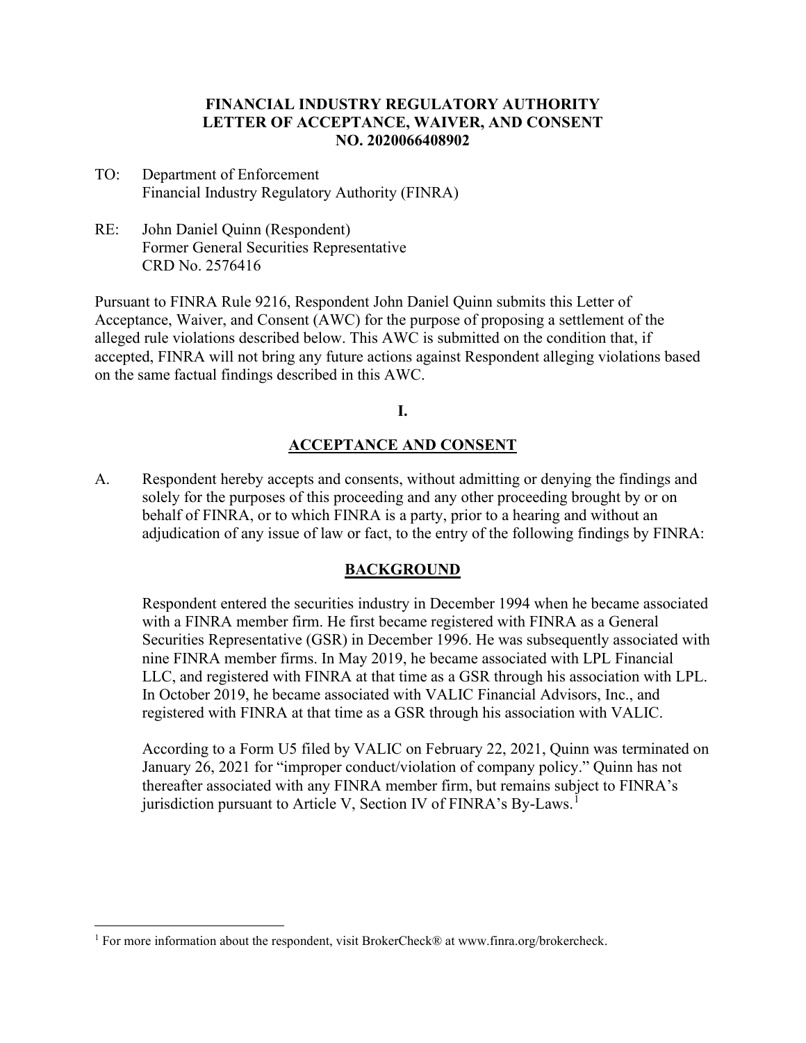**FINANCIAL INDUSTRY REGULATORY AUTHORITY**
**LETTER OF ACCEPTANCE, WAIVER, AND CONSENT**
**NO. 2020066408902**

TO: Department of Enforcement
Financial Industry Regulatory Authority (FINRA)

RE: John Daniel Quinn (Respondent)
Former General Securities Representative
CRD No. 2576416

Pursuant to FINRA Rule 9216, Respondent John Daniel Quinn submits this Letter of Acceptance, Waiver, and Consent (AWC) for the purpose of proposing a settlement of the alleged rule violations described below. This AWC is submitted on the condition that, if accepted, FINRA will not bring any future actions against Respondent alleging violations based on the same factual findings described in this AWC.

**I.**

**ACCEPTANCE AND CONSENT**

A. Respondent hereby accepts and consents, without admitting or denying the findings and solely for the purposes of this proceeding and any other proceeding brought by or on behalf of FINRA, or to which FINRA is a party, prior to a hearing and without an adjudication of any issue of law or fact, to the entry of the following findings by FINRA:

**BACKGROUND**

Respondent entered the securities industry in December 1994 when he became associated with a FINRA member firm. He first became registered with FINRA as a General Securities Representative (GSR) in December 1996. He was subsequently associated with nine FINRA member firms. In May 2019, he became associated with LPL Financial LLC, and registered with FINRA at that time as a GSR through his association with LPL. In October 2019, he became associated with VALIC Financial Advisors, Inc., and registered with FINRA at that time as a GSR through his association with VALIC.

According to a Form U5 filed by VALIC on February 22, 2021, Quinn was terminated on January 26, 2021 for "improper conduct/violation of company policy." Quinn has not thereafter associated with any FINRA member firm, but remains subject to FINRA's jurisdiction pursuant to Article V, Section IV of FINRA's By-Laws.[1]

[1] For more information about the respondent, visit BrokerCheck® at www.finra.org/brokercheck.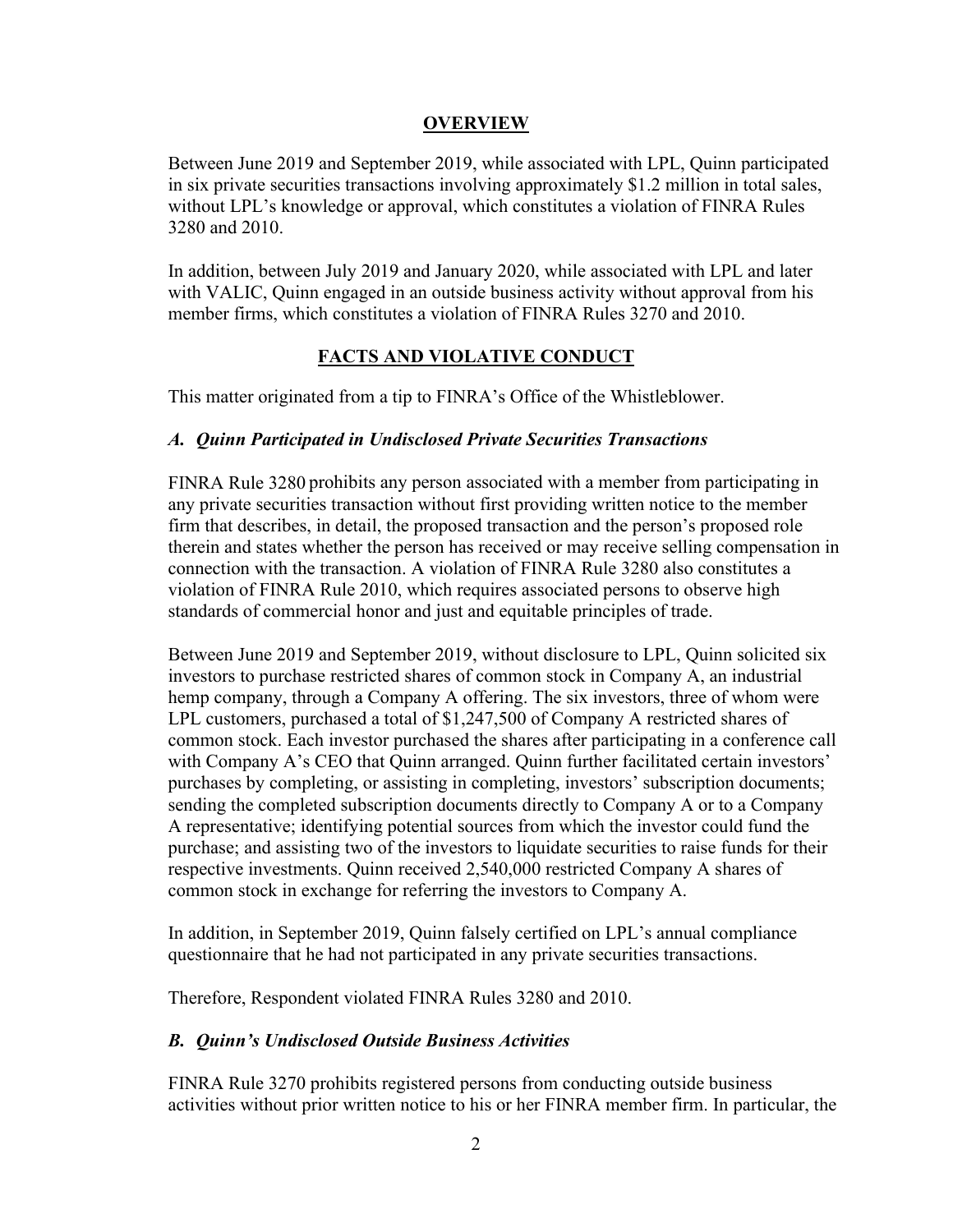## OVERVIEW

Between June 2019 and September 2019, while associated with LPL, Quinn participated in six private securities transactions involving approximately $1.2 million in total sales, without LPL's knowledge or approval, which constitutes a violation of FINRA Rules 3280 and 2010.

In addition, between July 2019 and January 2020, while associated with LPL and later with VALIC, Quinn engaged in an outside business activity without approval from his member firms, which constitutes a violation of FINRA Rules 3270 and 2010.

## FACTS AND VIOLATIVE CONDUCT

This matter originated from a tip to FINRA's Office of the Whistleblower.

### *A. Quinn Participated in Undisclosed Private Securities Transactions*

FINRA Rule 3280 prohibits any person associated with a member from participating in any private securities transaction without first providing written notice to the member firm that describes, in detail, the proposed transaction and the person's proposed role therein and states whether the person has received or may receive selling compensation in connection with the transaction. A violation of FINRA Rule 3280 also constitutes a violation of FINRA Rule 2010, which requires associated persons to observe high standards of commercial honor and just and equitable principles of trade.

Between June 2019 and September 2019, without disclosure to LPL, Quinn solicited six investors to purchase restricted shares of common stock in Company A, an industrial hemp company, through a Company A offering. The six investors, three of whom were LPL customers, purchased a total of $1,247,500 of Company A restricted shares of common stock. Each investor purchased the shares after participating in a conference call with Company A's CEO that Quinn arranged. Quinn further facilitated certain investors' purchases by completing, or assisting in completing, investors' subscription documents; sending the completed subscription documents directly to Company A or to a Company A representative; identifying potential sources from which the investor could fund the purchase; and assisting two of the investors to liquidate securities to raise funds for their respective investments. Quinn received 2,540,000 restricted Company A shares of common stock in exchange for referring the investors to Company A.

In addition, in September 2019, Quinn falsely certified on LPL's annual compliance questionnaire that he had not participated in any private securities transactions.

Therefore, Respondent violated FINRA Rules 3280 and 2010.

### *B. Quinn's Undisclosed Outside Business Activities*

FINRA Rule 3270 prohibits registered persons from conducting outside business activities without prior written notice to his or her FINRA member firm. In particular, the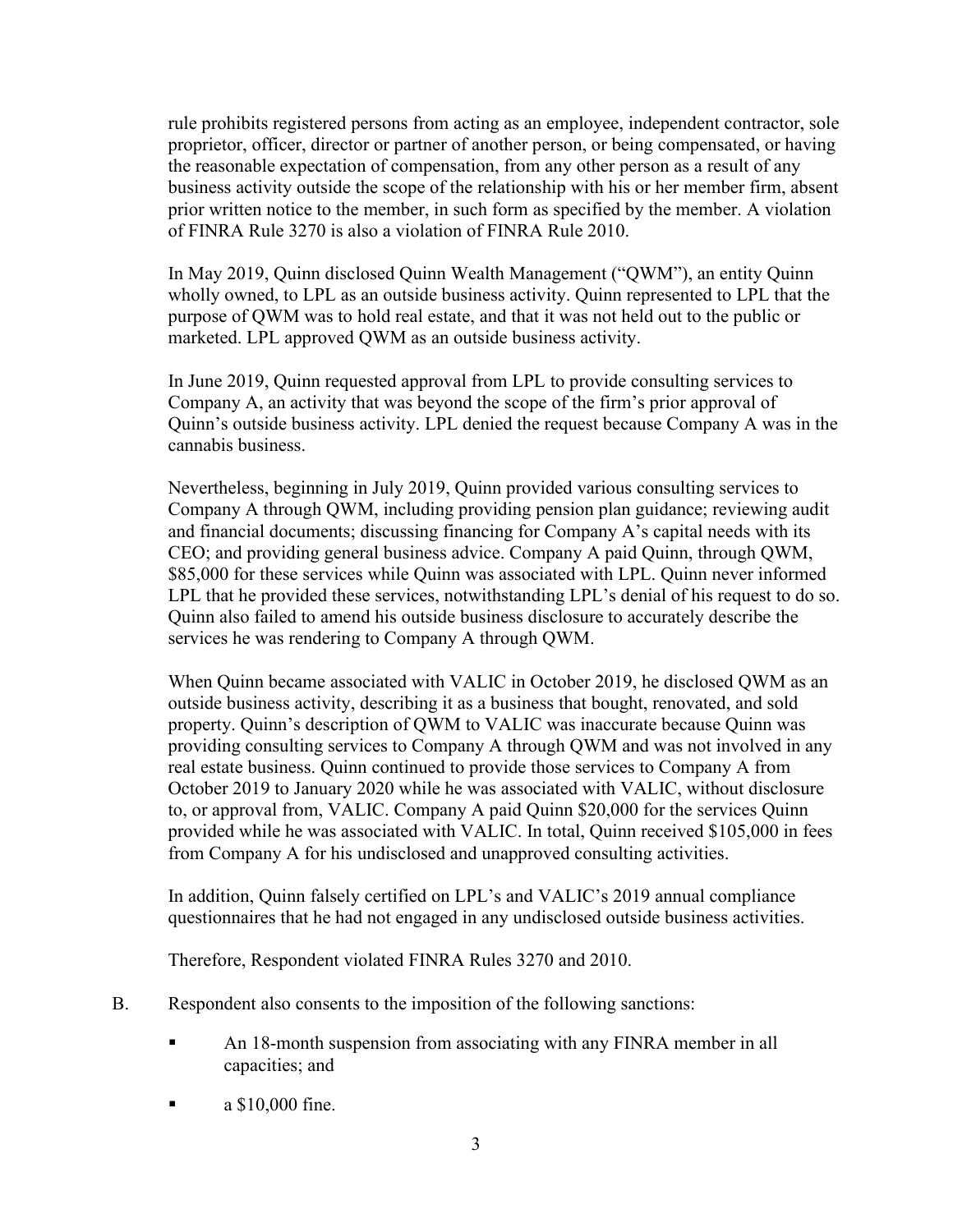rule prohibits registered persons from acting as an employee, independent contractor, sole proprietor, officer, director or partner of another person, or being compensated, or having the reasonable expectation of compensation, from any other person as a result of any business activity outside the scope of the relationship with his or her member firm, absent prior written notice to the member, in such form as specified by the member. A violation of FINRA Rule 3270 is also a violation of FINRA Rule 2010.

In May 2019, Quinn disclosed Quinn Wealth Management ("QWM"), an entity Quinn wholly owned, to LPL as an outside business activity. Quinn represented to LPL that the purpose of QWM was to hold real estate, and that it was not held out to the public or marketed. LPL approved QWM as an outside business activity.

In June 2019, Quinn requested approval from LPL to provide consulting services to Company A, an activity that was beyond the scope of the firm's prior approval of Quinn's outside business activity. LPL denied the request because Company A was in the cannabis business.

Nevertheless, beginning in July 2019, Quinn provided various consulting services to Company A through QWM, including providing pension plan guidance; reviewing audit and financial documents; discussing financing for Company A's capital needs with its CEO; and providing general business advice. Company A paid Quinn, through QWM, $85,000 for these services while Quinn was associated with LPL. Quinn never informed LPL that he provided these services, notwithstanding LPL's denial of his request to do so. Quinn also failed to amend his outside business disclosure to accurately describe the services he was rendering to Company A through QWM.

When Quinn became associated with VALIC in October 2019, he disclosed QWM as an outside business activity, describing it as a business that bought, renovated, and sold property. Quinn's description of QWM to VALIC was inaccurate because Quinn was providing consulting services to Company A through QWM and was not involved in any real estate business. Quinn continued to provide those services to Company A from October 2019 to January 2020 while he was associated with VALIC, without disclosure to, or approval from, VALIC. Company A paid Quinn $20,000 for the services Quinn provided while he was associated with VALIC. In total, Quinn received $105,000 in fees from Company A for his undisclosed and unapproved consulting activities.

In addition, Quinn falsely certified on LPL's and VALIC's 2019 annual compliance questionnaires that he had not engaged in any undisclosed outside business activities.

Therefore, Respondent violated FINRA Rules 3270 and 2010.

B. Respondent also consents to the imposition of the following sanctions:

- An 18-month suspension from associating with any FINRA member in all capacities; and
- a $10,000 fine.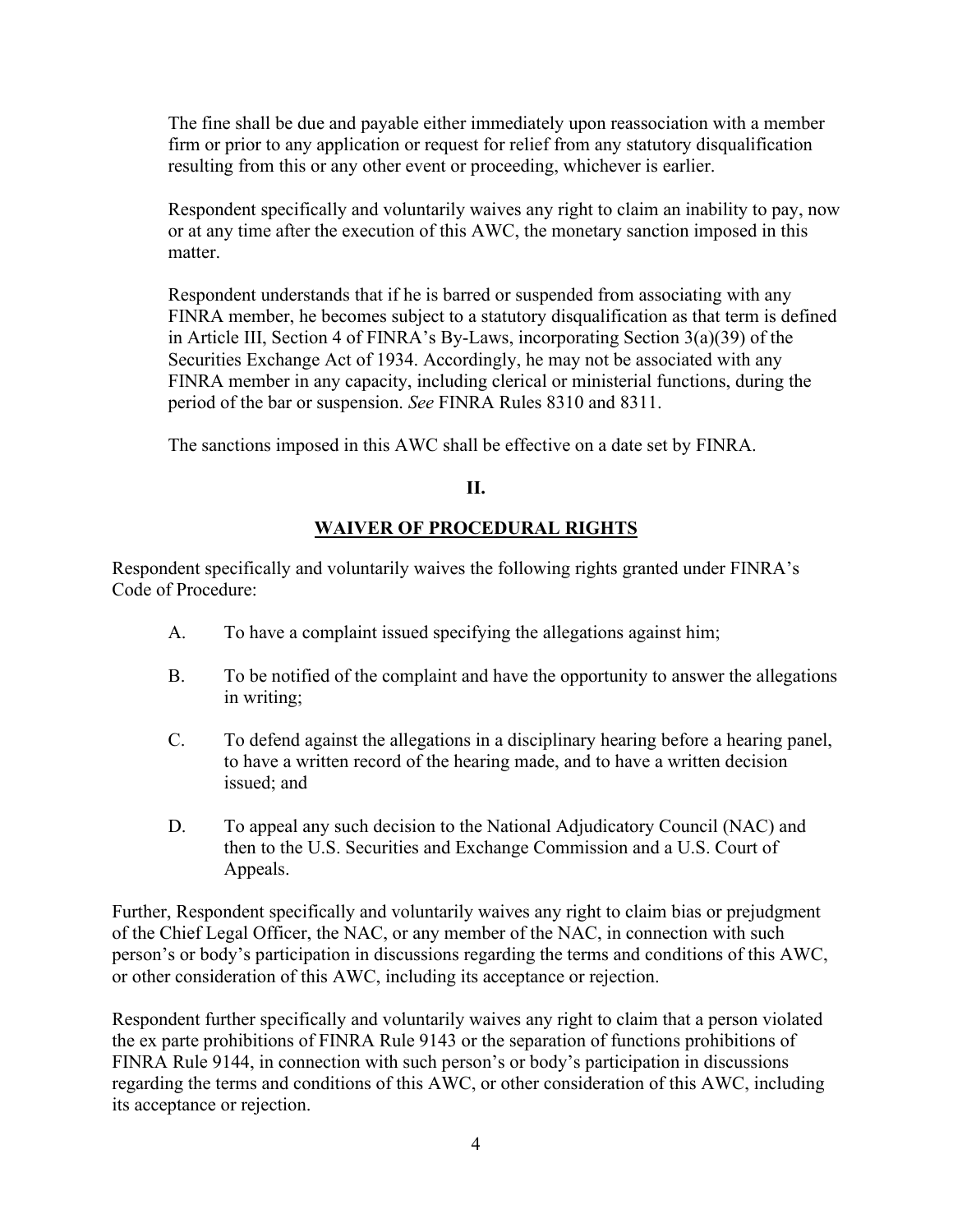The fine shall be due and payable either immediately upon reassociation with a member firm or prior to any application or request for relief from any statutory disqualification resulting from this or any other event or proceeding, whichever is earlier.

Respondent specifically and voluntarily waives any right to claim an inability to pay, now or at any time after the execution of this AWC, the monetary sanction imposed in this matter.

Respondent understands that if he is barred or suspended from associating with any FINRA member, he becomes subject to a statutory disqualification as that term is defined in Article III, Section 4 of FINRA's By-Laws, incorporating Section 3(a)(39) of the Securities Exchange Act of 1934. Accordingly, he may not be associated with any FINRA member in any capacity, including clerical or ministerial functions, during the period of the bar or suspension. *See* FINRA Rules 8310 and 8311.

The sanctions imposed in this AWC shall be effective on a date set by FINRA.

## II.

## WAIVER OF PROCEDURAL RIGHTS

Respondent specifically and voluntarily waives the following rights granted under FINRA's Code of Procedure:

A. To have a complaint issued specifying the allegations against him;

B. To be notified of the complaint and have the opportunity to answer the allegations in writing;

C. To defend against the allegations in a disciplinary hearing before a hearing panel, to have a written record of the hearing made, and to have a written decision issued; and

D. To appeal any such decision to the National Adjudicatory Council (NAC) and then to the U.S. Securities and Exchange Commission and a U.S. Court of Appeals.

Further, Respondent specifically and voluntarily waives any right to claim bias or prejudgment of the Chief Legal Officer, the NAC, or any member of the NAC, in connection with such person's or body's participation in discussions regarding the terms and conditions of this AWC, or other consideration of this AWC, including its acceptance or rejection.

Respondent further specifically and voluntarily waives any right to claim that a person violated the ex parte prohibitions of FINRA Rule 9143 or the separation of functions prohibitions of FINRA Rule 9144, in connection with such person's or body's participation in discussions regarding the terms and conditions of this AWC, or other consideration of this AWC, including its acceptance or rejection.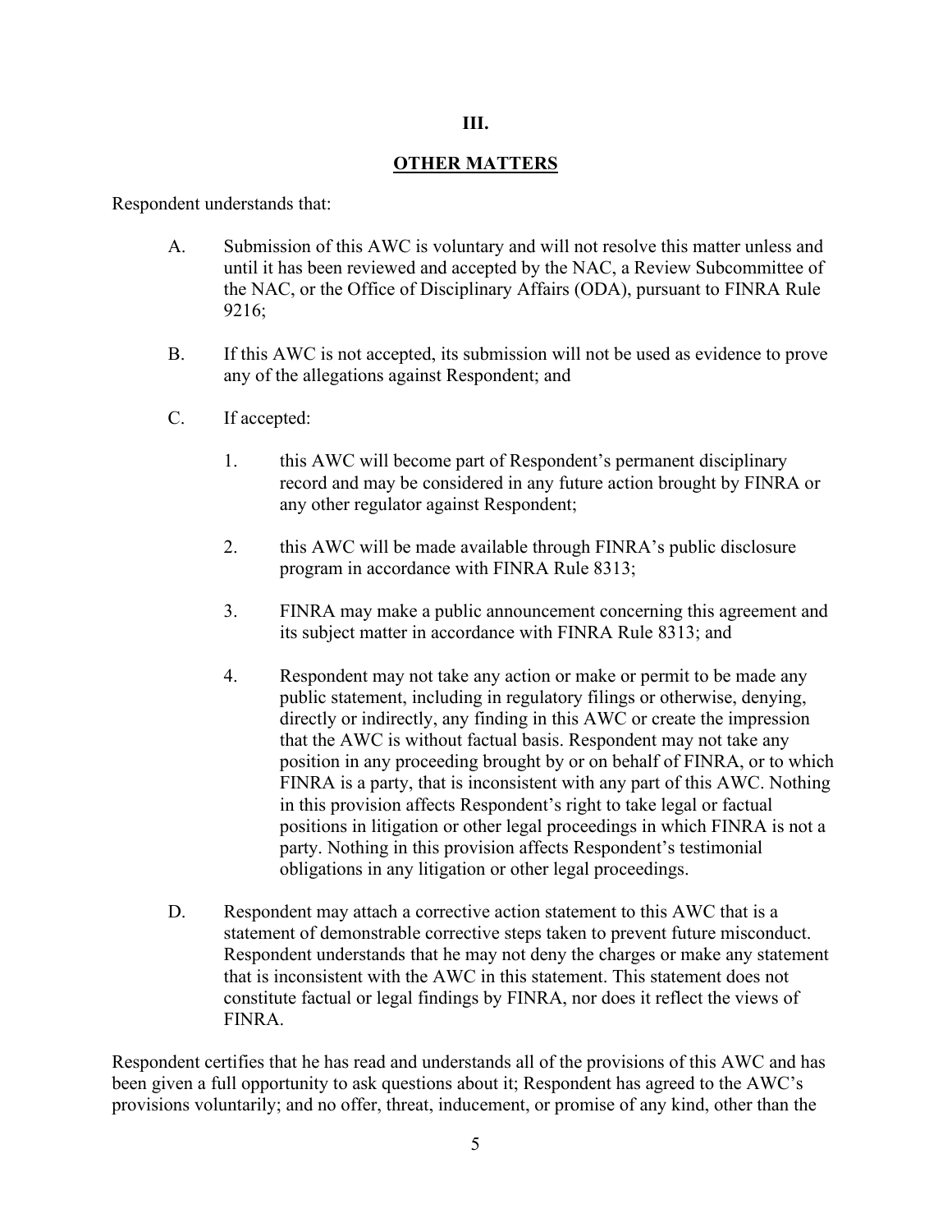## III.

## OTHER MATTERS

Respondent understands that:

A. Submission of this AWC is voluntary and will not resolve this matter unless and until it has been reviewed and accepted by the NAC, a Review Subcommittee of the NAC, or the Office of Disciplinary Affairs (ODA), pursuant to FINRA Rule 9216;

B. If this AWC is not accepted, its submission will not be used as evidence to prove any of the allegations against Respondent; and

C. If accepted:

1. this AWC will become part of Respondent's permanent disciplinary record and may be considered in any future action brought by FINRA or any other regulator against Respondent;

2. this AWC will be made available through FINRA's public disclosure program in accordance with FINRA Rule 8313;

3. FINRA may make a public announcement concerning this agreement and its subject matter in accordance with FINRA Rule 8313; and

4. Respondent may not take any action or make or permit to be made any public statement, including in regulatory filings or otherwise, denying, directly or indirectly, any finding in this AWC or create the impression that the AWC is without factual basis. Respondent may not take any position in any proceeding brought by or on behalf of FINRA, or to which FINRA is a party, that is inconsistent with any part of this AWC. Nothing in this provision affects Respondent's right to take legal or factual positions in litigation or other legal proceedings in which FINRA is not a party. Nothing in this provision affects Respondent's testimonial obligations in any litigation or other legal proceedings.

D. Respondent may attach a corrective action statement to this AWC that is a statement of demonstrable corrective steps taken to prevent future misconduct. Respondent understands that he may not deny the charges or make any statement that is inconsistent with the AWC in this statement. This statement does not constitute factual or legal findings by FINRA, nor does it reflect the views of FINRA.

Respondent certifies that he has read and understands all of the provisions of this AWC and has been given a full opportunity to ask questions about it; Respondent has agreed to the AWC's provisions voluntarily; and no offer, threat, inducement, or promise of any kind, other than the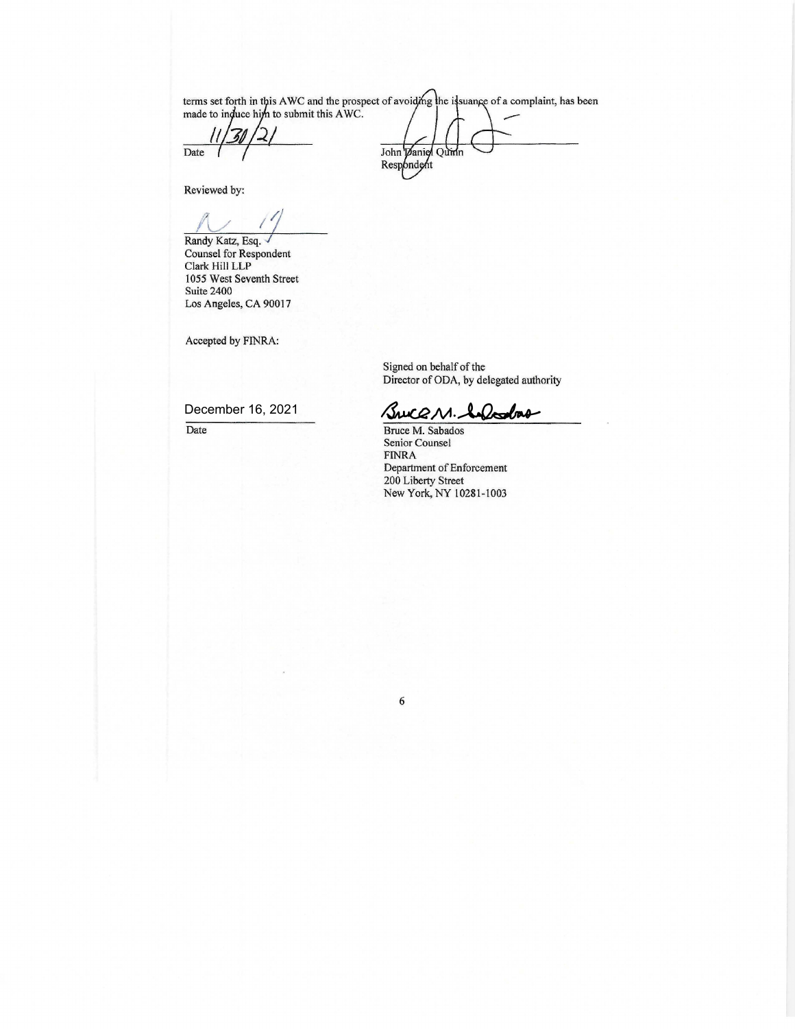terms set forth in this AWC and the prospect of avoiding the issuance of a complaint, has been made to induce him to submit this AWC.

11/30/21
Date

John Daniel Quinn
Respondent

Reviewed by:

Randy Katz, Esq.
Counsel for Respondent
Clark Hill LLP
1055 West Seventh Street
Suite 2400
Los Angeles, CA 90017

Accepted by FINRA:

December 16, 2021
Date

Signed on behalf of the
Director of ODA, by delegated authority

Bruce M. Sabados
Senior Counsel
FINRA
Department of Enforcement
200 Liberty Street
New York, NY 10281-1003